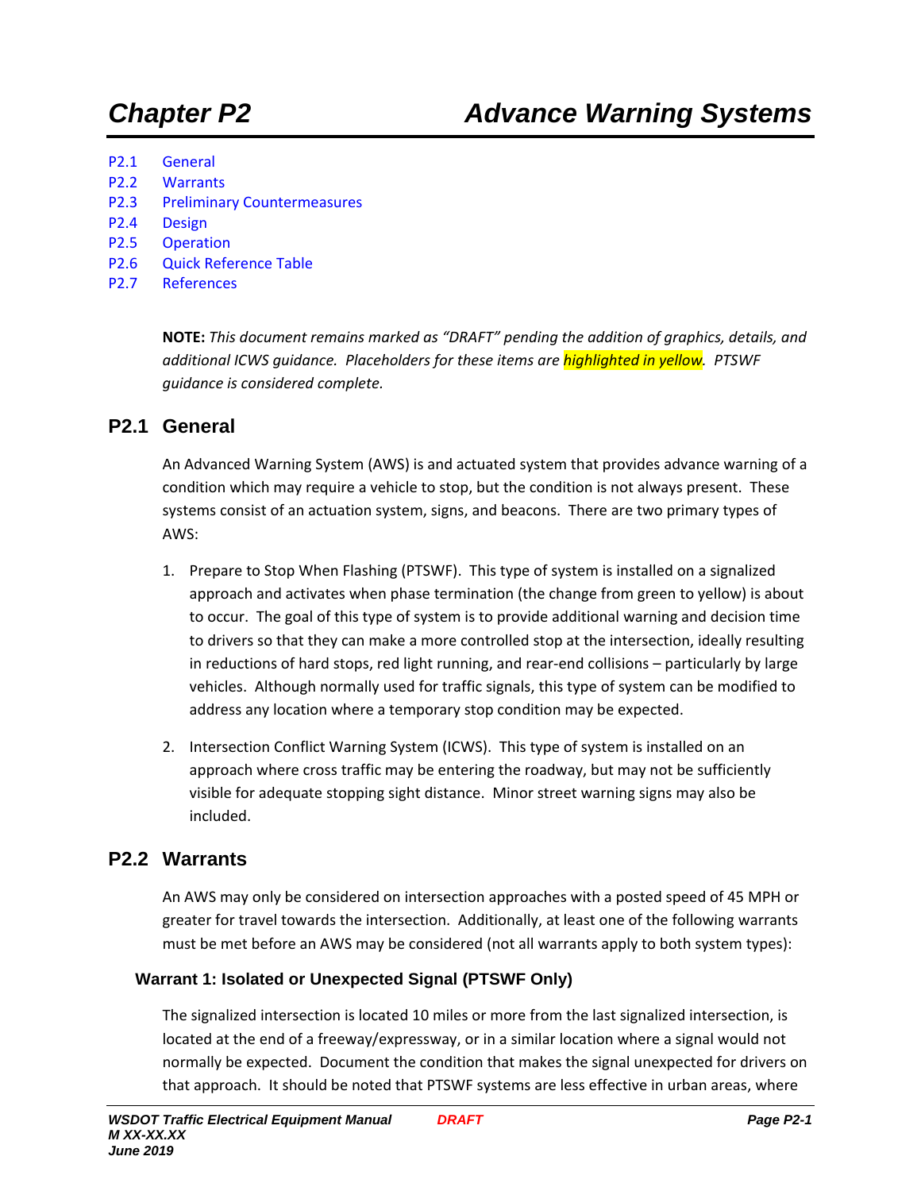# Chapter P2 Advance Warning Systems

- P2.1 General
- P2.2 Warrants
- P2.3 Preliminary Countermeasures
- P2.4 Design
- P2.5 Operation
- P2.6 Quick Reference Table
- P2.7 References

**NOTE:** *This document remains marked as "DRAFT" pending the addition of graphics, details, and additional ICWS guidance. Placeholders for these items are highlighted in yellow. PTSWF guidance is considered complete.*

## P2.1 General

An Advanced Warning System (AWS) is and actuated system that provides advance warning of a condition which may require a vehicle to stop, but the condition is not always present. These systems consist of an actuation system, signs, and beacons. There are two primary types of AWS:

1. Prepare to Stop When Flashing (PTSWF). This type of system is installed on a signalized approach and activates when phase termination (the change from green to yellow) is about to occur. The goal of this type of system is to provide additional warning and decision time to drivers so that they can make a more controlled stop at the intersection, ideally resulting in reductions of hard stops, red light running, and rear-end collisions – particularly by large vehicles. Although normally used for traffic signals, this type of system can be modified to address any location where a temporary stop condition may be expected.

2. Intersection Conflict Warning System (ICWS). This type of system is installed on an approach where cross traffic may be entering the roadway, but may not be sufficiently visible for adequate stopping sight distance. Minor street warning signs may also be included.

## P2.2 Warrants

An AWS may only be considered on intersection approaches with a posted speed of 45 MPH or greater for travel towards the intersection. Additionally, at least one of the following warrants must be met before an AWS may be considered (not all warrants apply to both system types):

### Warrant 1: Isolated or Unexpected Signal (PTSWF Only)

The signalized intersection is located 10 miles or more from the last signalized intersection, is located at the end of a freeway/expressway, or in a similar location where a signal would not normally be expected. Document the condition that makes the signal unexpected for drivers on that approach. It should be noted that PTSWF systems are less effective in urban areas, where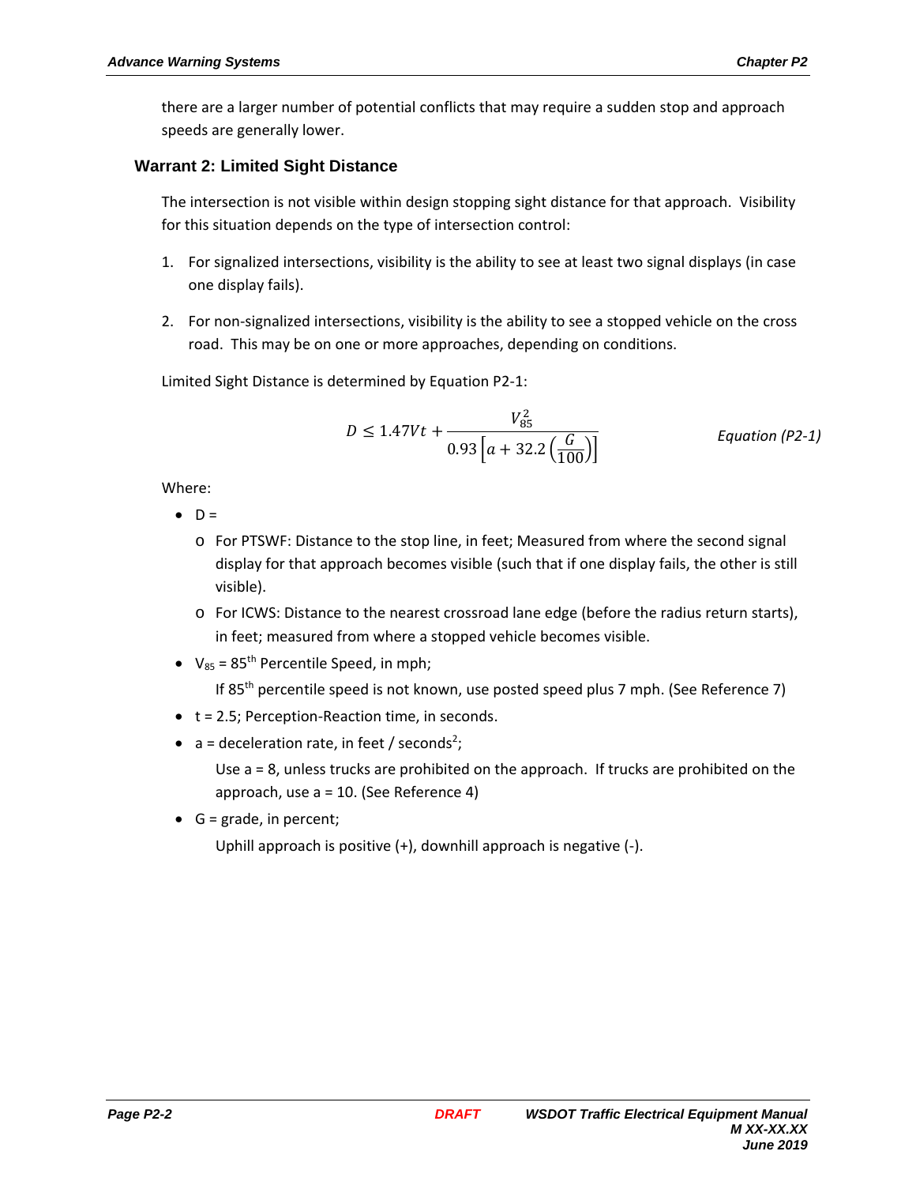there are a larger number of potential conflicts that may require a sudden stop and approach speeds are generally lower.

### Warrant 2: Limited Sight Distance

The intersection is not visible within design stopping sight distance for that approach. Visibility for this situation depends on the type of intersection control:

1. For signalized intersections, visibility is the ability to see at least two signal displays (in case one display fails).
2. For non-signalized intersections, visibility is the ability to see a stopped vehicle on the cross road. This may be on one or more approaches, depending on conditions.

Limited Sight Distance is determined by Equation P2-1:

$$D \leq 1.47Vt + \frac{V_{85}^2}{0.93\left[a + 32.2\left(\frac{G}{100}\right)\right]} \qquad \textit{Equation (P2-1)}$$

Where:

- D =
  - For PTSWF: Distance to the stop line, in feet; Measured from where the second signal display for that approach becomes visible (such that if one display fails, the other is still visible).
  - For ICWS: Distance to the nearest crossroad lane edge (before the radius return starts), in feet; measured from where a stopped vehicle becomes visible.
- $V_{85}$ = 85th Percentile Speed, in mph;

  If 85th percentile speed is not known, use posted speed plus 7 mph. (See Reference 7)
- t = 2.5; Perception-Reaction time, in seconds.
- a = deceleration rate, in feet / seconds$^2$;

  Use a = 8, unless trucks are prohibited on the approach. If trucks are prohibited on the approach, use a = 10. (See Reference 4)
- G = grade, in percent;

  Uphill approach is positive (+), downhill approach is negative (-).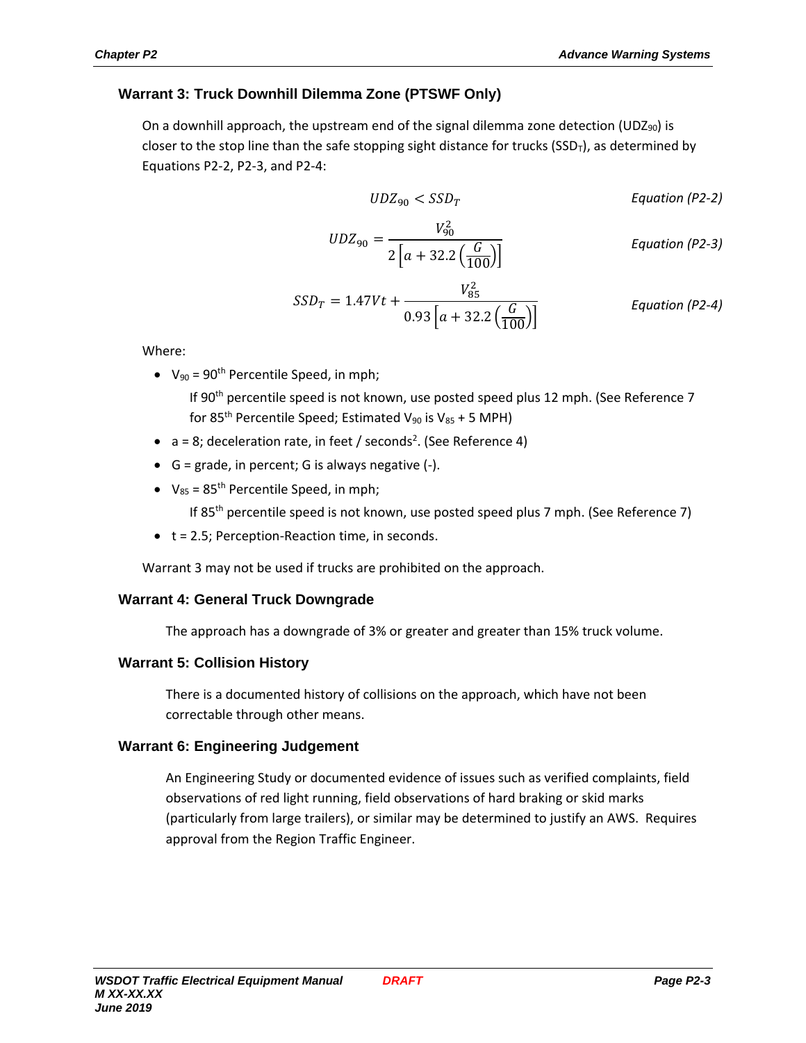### Warrant 3: Truck Downhill Dilemma Zone (PTSWF Only)

On a downhill approach, the upstream end of the signal dilemma zone detection ($UDZ_{90}$) is closer to the stop line than the safe stopping sight distance for trucks ($SSD_T$), as determined by Equations P2-2, P2-3, and P2-4:

$$UDZ_{90} < SSD_T \qquad \textit{Equation (P2-2)}$$

$$UDZ_{90} = \frac{V_{90}^2}{2\left[a + 32.2\left(\frac{G}{100}\right)\right]} \qquad \textit{Equation (P2-3)}$$

$$SSD_T = 1.47Vt + \frac{V_{85}^2}{0.93\left[a + 32.2\left(\frac{G}{100}\right)\right]} \qquad \textit{Equation (P2-4)}$$

Where:

- $V_{90}$ = 90th Percentile Speed, in mph;

  If 90th percentile speed is not known, use posted speed plus 12 mph. (See Reference 7 for 85th Percentile Speed; Estimated $V_{90}$ is $V_{85}$ + 5 MPH)

- a = 8; deceleration rate, in feet / seconds$^2$. (See Reference 4)
- G = grade, in percent; G is always negative (-).
- $V_{85}$ = 85th Percentile Speed, in mph;

  If 85th percentile speed is not known, use posted speed plus 7 mph. (See Reference 7)

- t = 2.5; Perception-Reaction time, in seconds.

Warrant 3 may not be used if trucks are prohibited on the approach.

### Warrant 4: General Truck Downgrade

The approach has a downgrade of 3% or greater and greater than 15% truck volume.

### Warrant 5: Collision History

There is a documented history of collisions on the approach, which have not been correctable through other means.

### Warrant 6: Engineering Judgement

An Engineering Study or documented evidence of issues such as verified complaints, field observations of red light running, field observations of hard braking or skid marks (particularly from large trailers), or similar may be determined to justify an AWS. Requires approval from the Region Traffic Engineer.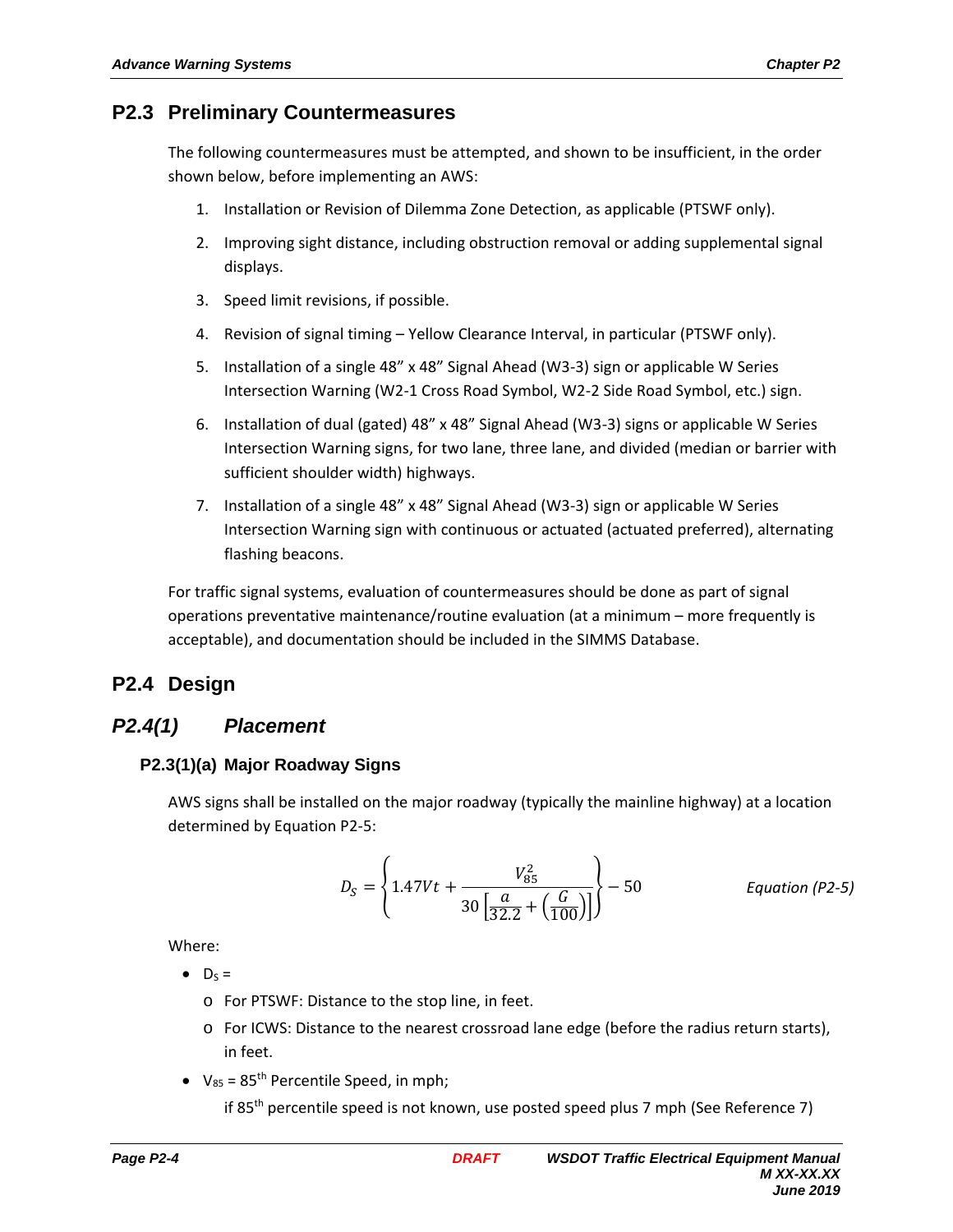## P2.3 Preliminary Countermeasures

The following countermeasures must be attempted, and shown to be insufficient, in the order shown below, before implementing an AWS:

1. Installation or Revision of Dilemma Zone Detection, as applicable (PTSWF only).
2. Improving sight distance, including obstruction removal or adding supplemental signal displays.
3. Speed limit revisions, if possible.
4. Revision of signal timing – Yellow Clearance Interval, in particular (PTSWF only).
5. Installation of a single 48" x 48" Signal Ahead (W3-3) sign or applicable W Series Intersection Warning (W2-1 Cross Road Symbol, W2-2 Side Road Symbol, etc.) sign.
6. Installation of dual (gated) 48" x 48" Signal Ahead (W3-3) signs or applicable W Series Intersection Warning signs, for two lane, three lane, and divided (median or barrier with sufficient shoulder width) highways.
7. Installation of a single 48" x 48" Signal Ahead (W3-3) sign or applicable W Series Intersection Warning sign with continuous or actuated (actuated preferred), alternating flashing beacons.

For traffic signal systems, evaluation of countermeasures should be done as part of signal operations preventative maintenance/routine evaluation (at a minimum – more frequently is acceptable), and documentation should be included in the SIMMS Database.

## P2.4 Design

### *P2.4(1) Placement*

#### P2.3(1)(a) Major Roadway Signs

AWS signs shall be installed on the major roadway (typically the mainline highway) at a location determined by Equation P2-5:

$$D_S = \left\{ 1.47Vt + \frac{V_{85}^2}{30\left[\frac{a}{32.2} + \left(\frac{G}{100}\right)\right]} \right\} - 50 \qquad \textit{Equation (P2-5)}$$

Where:

- $D_S$ =
  - For PTSWF: Distance to the stop line, in feet.
  - For ICWS: Distance to the nearest crossroad lane edge (before the radius return starts), in feet.
- $V_{85}$ = 85th Percentile Speed, in mph;

  if 85th percentile speed is not known, use posted speed plus 7 mph (See Reference 7)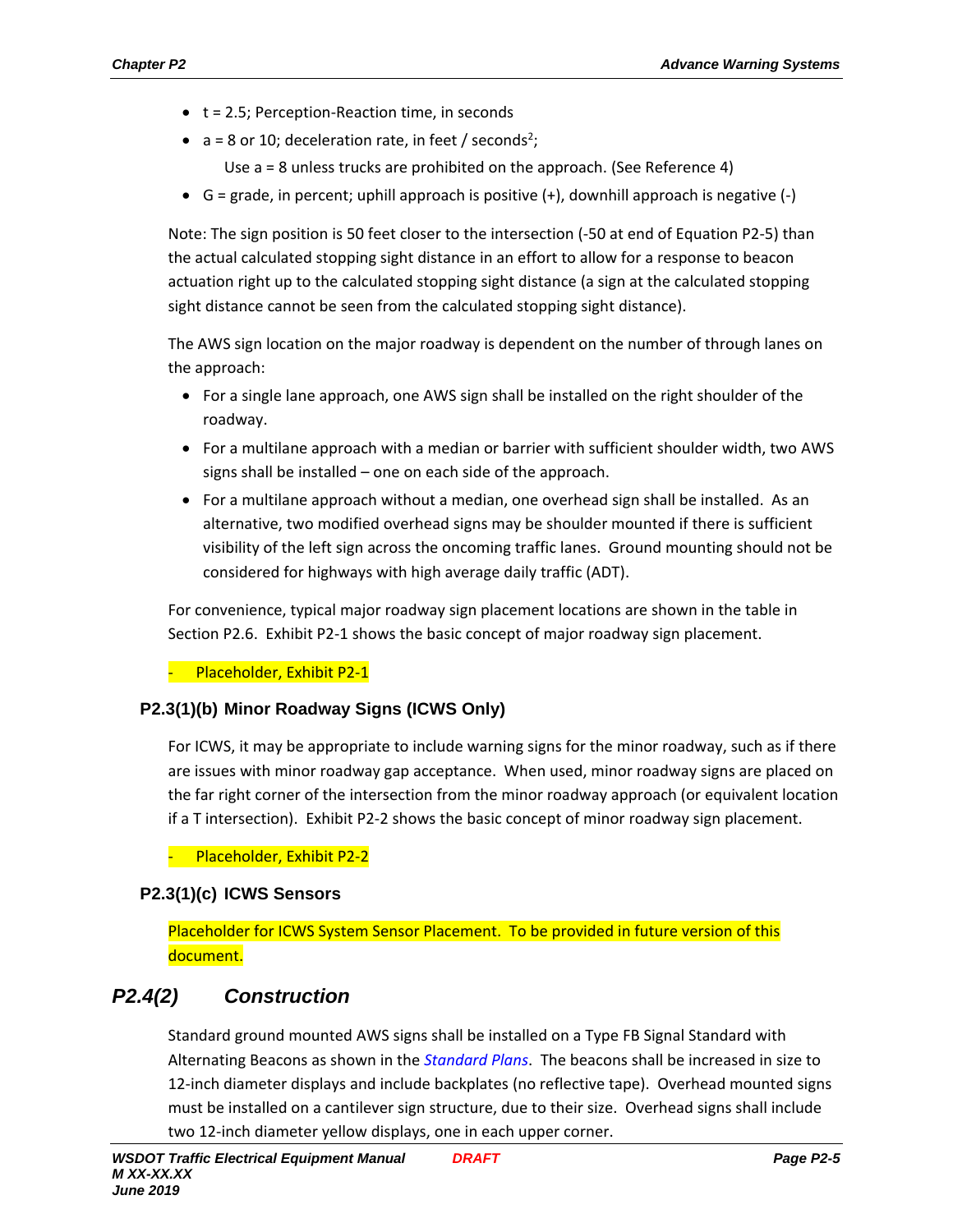- t = 2.5; Perception-Reaction time, in seconds
- a = 8 or 10; deceleration rate, in feet / seconds$^2$;

  Use a = 8 unless trucks are prohibited on the approach. (See Reference 4)
- G = grade, in percent; uphill approach is positive (+), downhill approach is negative (-)

Note: The sign position is 50 feet closer to the intersection (-50 at end of Equation P2-5) than the actual calculated stopping sight distance in an effort to allow for a response to beacon actuation right up to the calculated stopping sight distance (a sign at the calculated stopping sight distance cannot be seen from the calculated stopping sight distance).

The AWS sign location on the major roadway is dependent on the number of through lanes on the approach:

- For a single lane approach, one AWS sign shall be installed on the right shoulder of the roadway.
- For a multilane approach with a median or barrier with sufficient shoulder width, two AWS signs shall be installed – one on each side of the approach.
- For a multilane approach without a median, one overhead sign shall be installed. As an alternative, two modified overhead signs may be shoulder mounted if there is sufficient visibility of the left sign across the oncoming traffic lanes. Ground mounting should not be considered for highways with high average daily traffic (ADT).

For convenience, typical major roadway sign placement locations are shown in the table in Section P2.6. Exhibit P2-1 shows the basic concept of major roadway sign placement.

- Placeholder, Exhibit P2-1

### P2.3(1)(b) Minor Roadway Signs (ICWS Only)

For ICWS, it may be appropriate to include warning signs for the minor roadway, such as if there are issues with minor roadway gap acceptance. When used, minor roadway signs are placed on the far right corner of the intersection from the minor roadway approach (or equivalent location if a T intersection). Exhibit P2-2 shows the basic concept of minor roadway sign placement.

- Placeholder, Exhibit P2-2

### P2.3(1)(c) ICWS Sensors

Placeholder for ICWS System Sensor Placement. To be provided in future version of this document.

## *P2.4(2) Construction*

Standard ground mounted AWS signs shall be installed on a Type FB Signal Standard with Alternating Beacons as shown in the *Standard Plans*. The beacons shall be increased in size to 12-inch diameter displays and include backplates (no reflective tape). Overhead mounted signs must be installed on a cantilever sign structure, due to their size. Overhead signs shall include two 12-inch diameter yellow displays, one in each upper corner.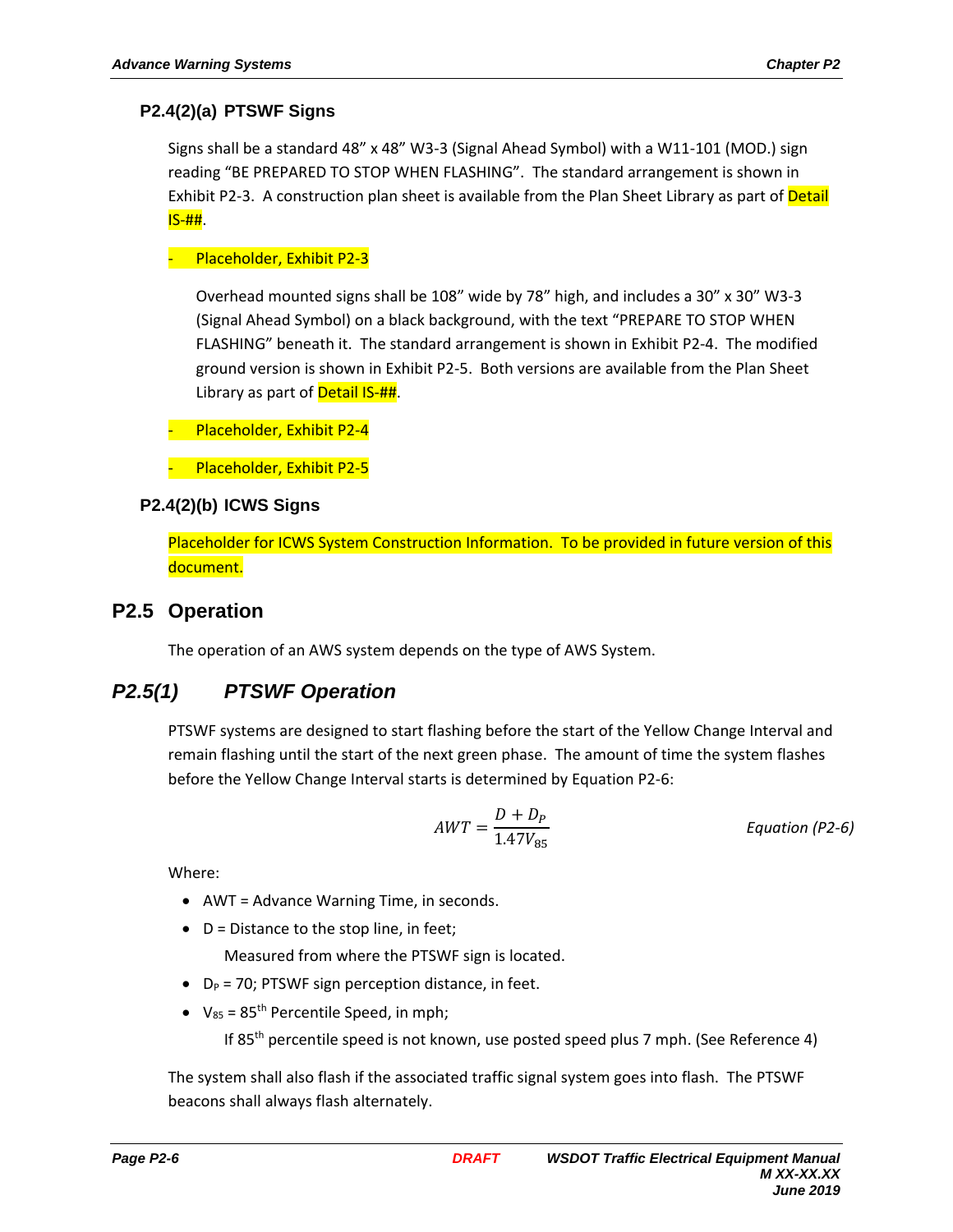#### P2.4(2)(a) PTSWF Signs

Signs shall be a standard 48" x 48" W3-3 (Signal Ahead Symbol) with a W11-101 (MOD.) sign reading "BE PREPARED TO STOP WHEN FLASHING". The standard arrangement is shown in Exhibit P2-3. A construction plan sheet is available from the Plan Sheet Library as part of Detail IS-##.

- Placeholder, Exhibit P2-3

Overhead mounted signs shall be 108" wide by 78" high, and includes a 30" x 30" W3-3 (Signal Ahead Symbol) on a black background, with the text "PREPARE TO STOP WHEN FLASHING" beneath it. The standard arrangement is shown in Exhibit P2-4. The modified ground version is shown in Exhibit P2-5. Both versions are available from the Plan Sheet Library as part of Detail IS-##.

- Placeholder, Exhibit P2-4
- Placeholder, Exhibit P2-5

#### P2.4(2)(b) ICWS Signs

Placeholder for ICWS System Construction Information. To be provided in future version of this document.

## P2.5 Operation

The operation of an AWS system depends on the type of AWS System.

### *P2.5(1) PTSWF Operation*

PTSWF systems are designed to start flashing before the start of the Yellow Change Interval and remain flashing until the start of the next green phase. The amount of time the system flashes before the Yellow Change Interval starts is determined by Equation P2-6:

$$AWT = \frac{D + D_P}{1.47V_{85}} \qquad \textit{Equation (P2-6)}$$

Where:

- AWT = Advance Warning Time, in seconds.
- D = Distance to the stop line, in feet;

  Measured from where the PTSWF sign is located.
- $D_P$ = 70; PTSWF sign perception distance, in feet.
- $V_{85}$ = 85th Percentile Speed, in mph;

  If 85th percentile speed is not known, use posted speed plus 7 mph. (See Reference 4)

The system shall also flash if the associated traffic signal system goes into flash. The PTSWF beacons shall always flash alternately.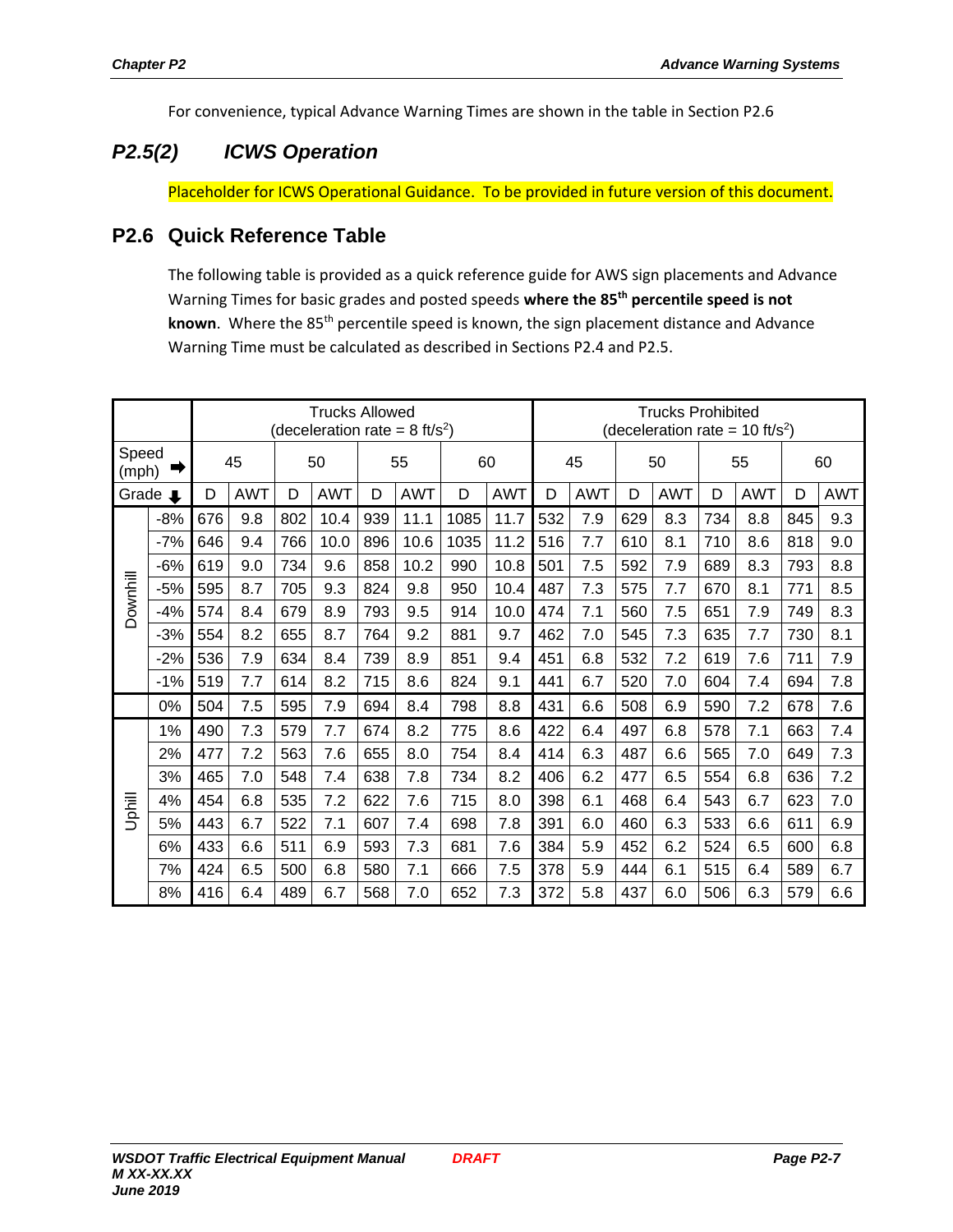For convenience, typical Advance Warning Times are shown in the table in Section P2.6

### P2.5(2) ICWS Operation

Placeholder for ICWS Operational Guidance. To be provided in future version of this document.

## P2.6 Quick Reference Table

The following table is provided as a quick reference guide for AWS sign placements and Advance Warning Times for basic grades and posted speeds **where the 85th percentile speed is not known**. Where the 85th percentile speed is known, the sign placement distance and Advance Warning Time must be calculated as described in Sections P2.4 and P2.5.

| | | Trucks Allowed (deceleration rate = 8 $ft/s^2$) | | | | | | | | Trucks Prohibited (deceleration rate = 10 $ft/s^2$) | | | | | | | |
|---|---|---|---|---|---|---|---|---|---|---|---|---|---|---|---|---|---|
| Speed (mph) ➡ | | 45 | | 50 | | 55 | | 60 | | 45 | | 50 | | 55 | | 60 | |
| Grade ⬇ | | D | AWT | D | AWT | D | AWT | D | AWT | D | AWT | D | AWT | D | AWT | D | AWT |
| Downhill | -8% | 676 | 9.8 | 802 | 10.4 | 939 | 11.1 | 1085 | 11.7 | 532 | 7.9 | 629 | 8.3 | 734 | 8.8 | 845 | 9.3 |
| | -7% | 646 | 9.4 | 766 | 10.0 | 896 | 10.6 | 1035 | 11.2 | 516 | 7.7 | 610 | 8.1 | 710 | 8.6 | 818 | 9.0 |
| | -6% | 619 | 9.0 | 734 | 9.6 | 858 | 10.2 | 990 | 10.8 | 501 | 7.5 | 592 | 7.9 | 689 | 8.3 | 793 | 8.8 |
| | -5% | 595 | 8.7 | 705 | 9.3 | 824 | 9.8 | 950 | 10.4 | 487 | 7.3 | 575 | 7.7 | 670 | 8.1 | 771 | 8.5 |
| | -4% | 574 | 8.4 | 679 | 8.9 | 793 | 9.5 | 914 | 10.0 | 474 | 7.1 | 560 | 7.5 | 651 | 7.9 | 749 | 8.3 |
| | -3% | 554 | 8.2 | 655 | 8.7 | 764 | 9.2 | 881 | 9.7 | 462 | 7.0 | 545 | 7.3 | 635 | 7.7 | 730 | 8.1 |
| | -2% | 536 | 7.9 | 634 | 8.4 | 739 | 8.9 | 851 | 9.4 | 451 | 6.8 | 532 | 7.2 | 619 | 7.6 | 711 | 7.9 |
| | -1% | 519 | 7.7 | 614 | 8.2 | 715 | 8.6 | 824 | 9.1 | 441 | 6.7 | 520 | 7.0 | 604 | 7.4 | 694 | 7.8 |
| | 0% | 504 | 7.5 | 595 | 7.9 | 694 | 8.4 | 798 | 8.8 | 431 | 6.6 | 508 | 6.9 | 590 | 7.2 | 678 | 7.6 |
| Uphill | 1% | 490 | 7.3 | 579 | 7.7 | 674 | 8.2 | 775 | 8.6 | 422 | 6.4 | 497 | 6.8 | 578 | 7.1 | 663 | 7.4 |
| | 2% | 477 | 7.2 | 563 | 7.6 | 655 | 8.0 | 754 | 8.4 | 414 | 6.3 | 487 | 6.6 | 565 | 7.0 | 649 | 7.3 |
| | 3% | 465 | 7.0 | 548 | 7.4 | 638 | 7.8 | 734 | 8.2 | 406 | 6.2 | 477 | 6.5 | 554 | 6.8 | 636 | 7.2 |
| | 4% | 454 | 6.8 | 535 | 7.2 | 622 | 7.6 | 715 | 8.0 | 398 | 6.1 | 468 | 6.4 | 543 | 6.7 | 623 | 7.0 |
| | 5% | 443 | 6.7 | 522 | 7.1 | 607 | 7.4 | 698 | 7.8 | 391 | 6.0 | 460 | 6.3 | 533 | 6.6 | 611 | 6.9 |
| | 6% | 433 | 6.6 | 511 | 6.9 | 593 | 7.3 | 681 | 7.6 | 384 | 5.9 | 452 | 6.2 | 524 | 6.5 | 600 | 6.8 |
| | 7% | 424 | 6.5 | 500 | 6.8 | 580 | 7.1 | 666 | 7.5 | 378 | 5.9 | 444 | 6.1 | 515 | 6.4 | 589 | 6.7 |
| | 8% | 416 | 6.4 | 489 | 6.7 | 568 | 7.0 | 652 | 7.3 | 372 | 5.8 | 437 | 6.0 | 506 | 6.3 | 579 | 6.6 |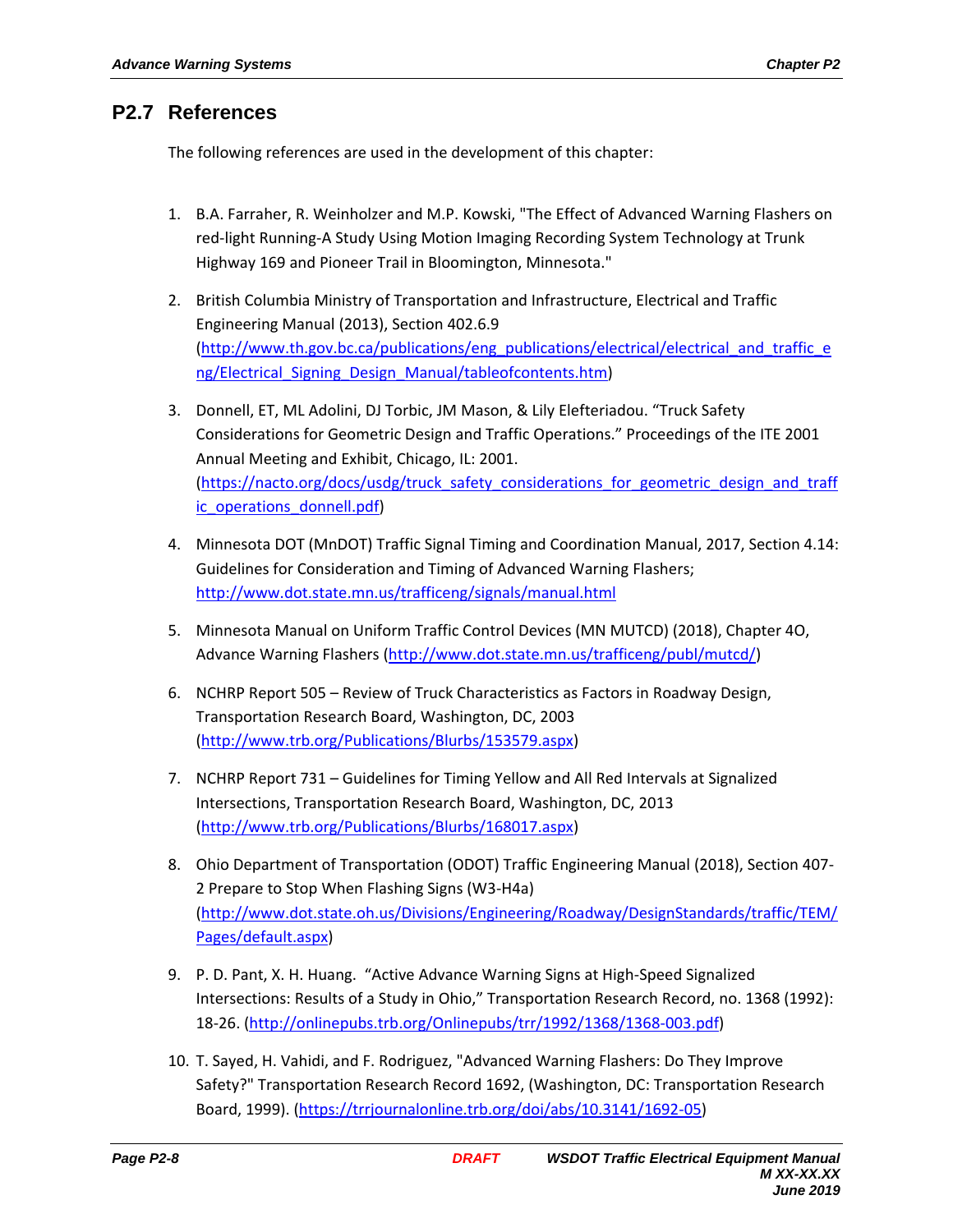## P2.7 References

The following references are used in the development of this chapter:

1. B.A. Farraher, R. Weinholzer and M.P. Kowski, "The Effect of Advanced Warning Flashers on red-light Running-A Study Using Motion Imaging Recording System Technology at Trunk Highway 169 and Pioneer Trail in Bloomington, Minnesota."
2. British Columbia Ministry of Transportation and Infrastructure, Electrical and Traffic Engineering Manual (2013), Section 402.6.9 (http://www.th.gov.bc.ca/publications/eng_publications/electrical/electrical_and_traffic_eng/Electrical_Signing_Design_Manual/tableofcontents.htm)
3. Donnell, ET, ML Adolini, DJ Torbic, JM Mason, & Lily Elefteriadou. "Truck Safety Considerations for Geometric Design and Traffic Operations." Proceedings of the ITE 2001 Annual Meeting and Exhibit, Chicago, IL: 2001. (https://nacto.org/docs/usdg/truck_safety_considerations_for_geometric_design_and_traffic_operations_donnell.pdf)
4. Minnesota DOT (MnDOT) Traffic Signal Timing and Coordination Manual, 2017, Section 4.14: Guidelines for Consideration and Timing of Advanced Warning Flashers; http://www.dot.state.mn.us/trafficeng/signals/manual.html
5. Minnesota Manual on Uniform Traffic Control Devices (MN MUTCD) (2018), Chapter 4O, Advance Warning Flashers (http://www.dot.state.mn.us/trafficeng/publ/mutcd/)
6. NCHRP Report 505 – Review of Truck Characteristics as Factors in Roadway Design, Transportation Research Board, Washington, DC, 2003 (http://www.trb.org/Publications/Blurbs/153579.aspx)
7. NCHRP Report 731 – Guidelines for Timing Yellow and All Red Intervals at Signalized Intersections, Transportation Research Board, Washington, DC, 2013 (http://www.trb.org/Publications/Blurbs/168017.aspx)
8. Ohio Department of Transportation (ODOT) Traffic Engineering Manual (2018), Section 407-2 Prepare to Stop When Flashing Signs (W3-H4a) (http://www.dot.state.oh.us/Divisions/Engineering/Roadway/DesignStandards/traffic/TEM/Pages/default.aspx)
9. P. D. Pant, X. H. Huang. "Active Advance Warning Signs at High-Speed Signalized Intersections: Results of a Study in Ohio," Transportation Research Record, no. 1368 (1992): 18-26. (http://onlinepubs.trb.org/Onlinepubs/trr/1992/1368/1368-003.pdf)
10. T. Sayed, H. Vahidi, and F. Rodriguez, "Advanced Warning Flashers: Do They Improve Safety?" Transportation Research Record 1692, (Washington, DC: Transportation Research Board, 1999). (https://trrjournalonline.trb.org/doi/abs/10.3141/1692-05)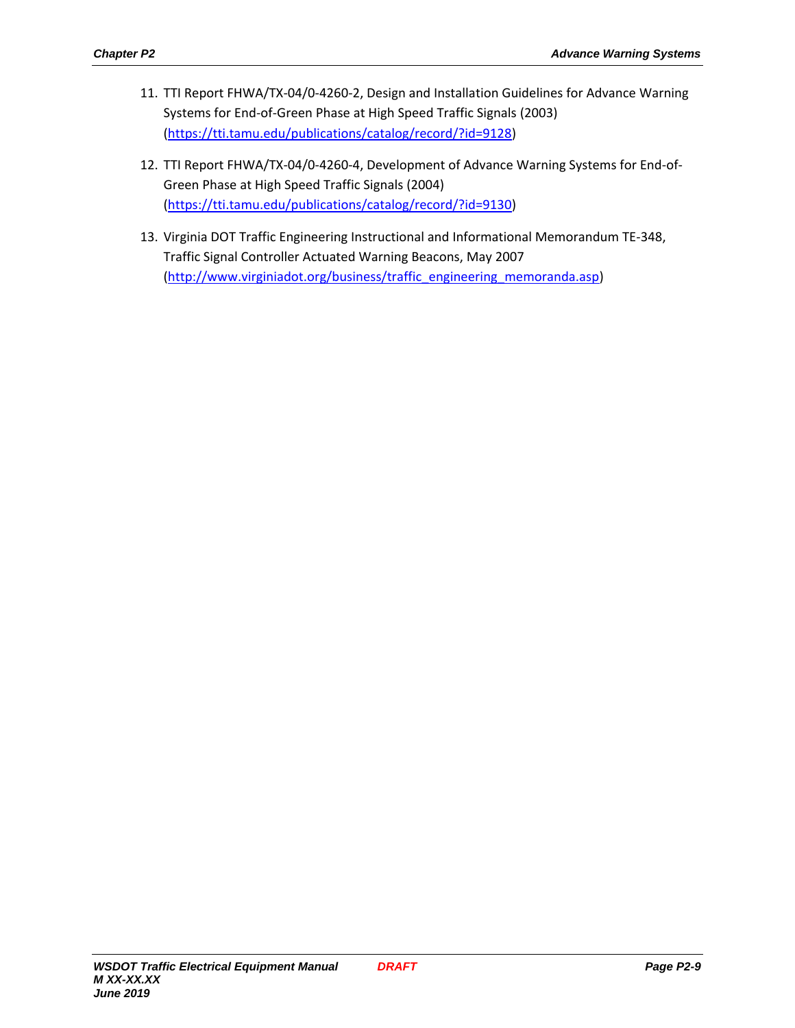11. TTI Report FHWA/TX-04/0-4260-2, Design and Installation Guidelines for Advance Warning Systems for End-of-Green Phase at High Speed Traffic Signals (2003) (https://tti.tamu.edu/publications/catalog/record/?id=9128)

12. TTI Report FHWA/TX-04/0-4260-4, Development of Advance Warning Systems for End-of-Green Phase at High Speed Traffic Signals (2004) (https://tti.tamu.edu/publications/catalog/record/?id=9130)

13. Virginia DOT Traffic Engineering Instructional and Informational Memorandum TE-348, Traffic Signal Controller Actuated Warning Beacons, May 2007 (http://www.virginiadot.org/business/traffic_engineering_memoranda.asp)